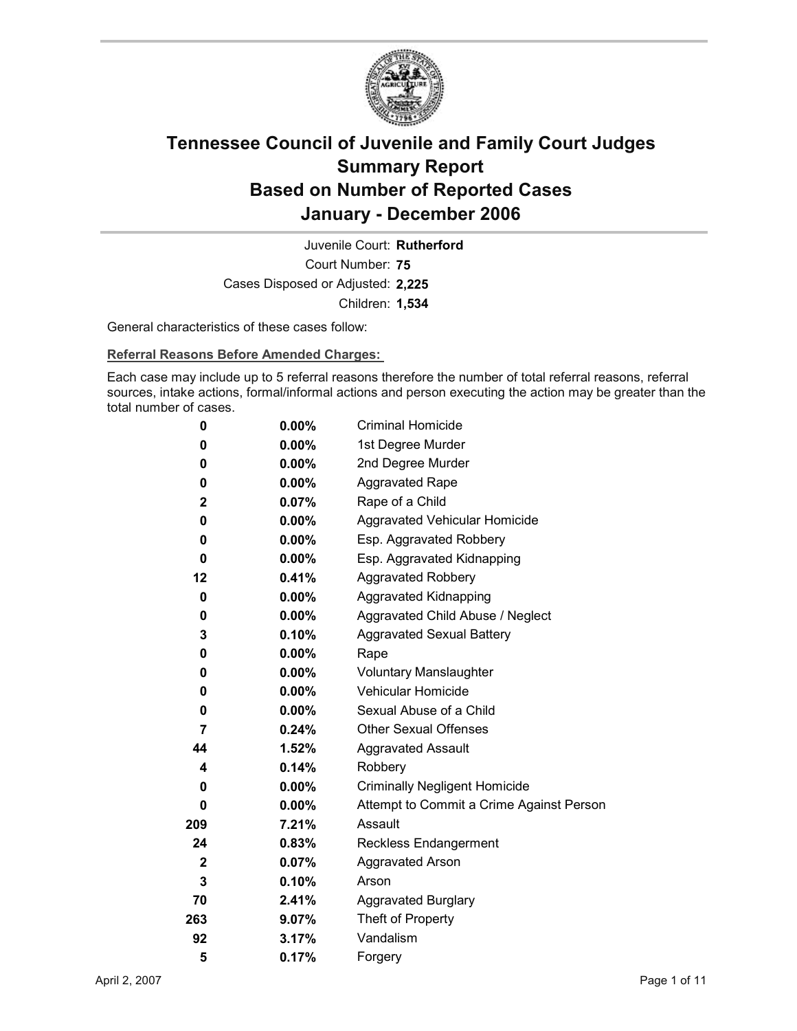# Tennessee Council of Juvenile and Family Court Judges
# Summary Report
# Based on Number of Reported Cases
# January - December 2006

Juvenile Court: **Rutherford**
Court Number: **75**
Cases Disposed or Adjusted: **2,225**
Children: **1,534**

General characteristics of these cases follow:

**Referral Reasons Before Amended Charges:**

Each case may include up to 5 referral reasons therefore the number of total referral reasons, referral sources, intake actions, formal/informal actions and person executing the action may be greater than the total number of cases.

| Count | Percent | Referral Reason |
|---|---|---|
| 0 | 0.00% | Criminal Homicide |
| 0 | 0.00% | 1st Degree Murder |
| 0 | 0.00% | 2nd Degree Murder |
| 0 | 0.00% | Aggravated Rape |
| 2 | 0.07% | Rape of a Child |
| 0 | 0.00% | Aggravated Vehicular Homicide |
| 0 | 0.00% | Esp. Aggravated Robbery |
| 0 | 0.00% | Esp. Aggravated Kidnapping |
| 12 | 0.41% | Aggravated Robbery |
| 0 | 0.00% | Aggravated Kidnapping |
| 0 | 0.00% | Aggravated Child Abuse / Neglect |
| 3 | 0.10% | Aggravated Sexual Battery |
| 0 | 0.00% | Rape |
| 0 | 0.00% | Voluntary Manslaughter |
| 0 | 0.00% | Vehicular Homicide |
| 0 | 0.00% | Sexual Abuse of a Child |
| 7 | 0.24% | Other Sexual Offenses |
| 44 | 1.52% | Aggravated Assault |
| 4 | 0.14% | Robbery |
| 0 | 0.00% | Criminally Negligent Homicide |
| 0 | 0.00% | Attempt to Commit a Crime Against Person |
| 209 | 7.21% | Assault |
| 24 | 0.83% | Reckless Endangerment |
| 2 | 0.07% | Aggravated Arson |
| 3 | 0.10% | Arson |
| 70 | 2.41% | Aggravated Burglary |
| 263 | 9.07% | Theft of Property |
| 92 | 3.17% | Vandalism |
| 5 | 0.17% | Forgery |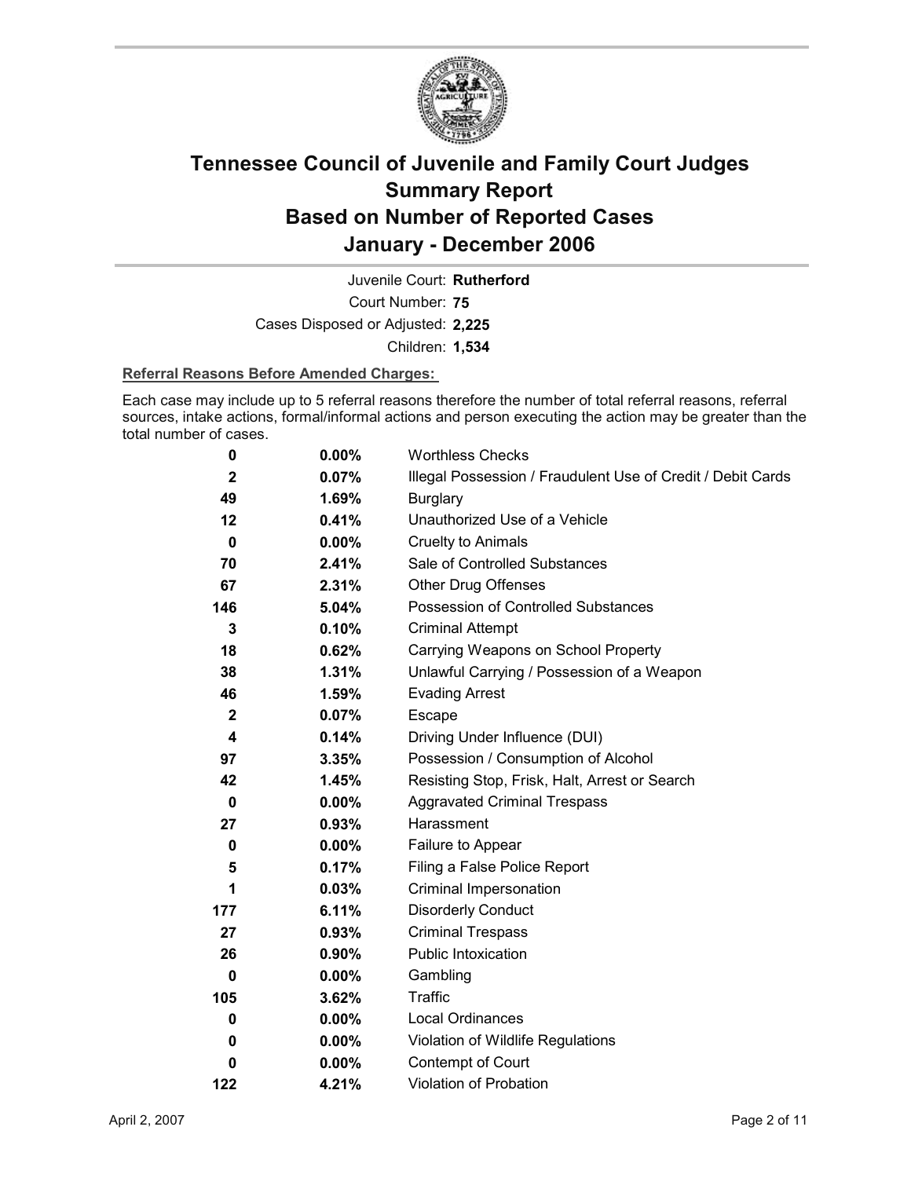# Tennessee Council of Juvenile and Family Court Judges
## Summary Report
## Based on Number of Reported Cases
## January - December 2006

Juvenile Court: **Rutherford**
Court Number: **75**
Cases Disposed or Adjusted: **2,225**
Children: **1,534**

**Referral Reasons Before Amended Charges:**

Each case may include up to 5 referral reasons therefore the number of total referral reasons, referral sources, intake actions, formal/informal actions and person executing the action may be greater than the total number of cases.

| Count | Percent | Referral Reason |
|---|---|---|
| 0 | 0.00% | Worthless Checks |
| 2 | 0.07% | Illegal Possession / Fraudulent Use of Credit / Debit Cards |
| 49 | 1.69% | Burglary |
| 12 | 0.41% | Unauthorized Use of a Vehicle |
| 0 | 0.00% | Cruelty to Animals |
| 70 | 2.41% | Sale of Controlled Substances |
| 67 | 2.31% | Other Drug Offenses |
| 146 | 5.04% | Possession of Controlled Substances |
| 3 | 0.10% | Criminal Attempt |
| 18 | 0.62% | Carrying Weapons on School Property |
| 38 | 1.31% | Unlawful Carrying / Possession of a Weapon |
| 46 | 1.59% | Evading Arrest |
| 2 | 0.07% | Escape |
| 4 | 0.14% | Driving Under Influence (DUI) |
| 97 | 3.35% | Possession / Consumption of Alcohol |
| 42 | 1.45% | Resisting Stop, Frisk, Halt, Arrest or Search |
| 0 | 0.00% | Aggravated Criminal Trespass |
| 27 | 0.93% | Harassment |
| 0 | 0.00% | Failure to Appear |
| 5 | 0.17% | Filing a False Police Report |
| 1 | 0.03% | Criminal Impersonation |
| 177 | 6.11% | Disorderly Conduct |
| 27 | 0.93% | Criminal Trespass |
| 26 | 0.90% | Public Intoxication |
| 0 | 0.00% | Gambling |
| 105 | 3.62% | Traffic |
| 0 | 0.00% | Local Ordinances |
| 0 | 0.00% | Violation of Wildlife Regulations |
| 0 | 0.00% | Contempt of Court |
| 122 | 4.21% | Violation of Probation |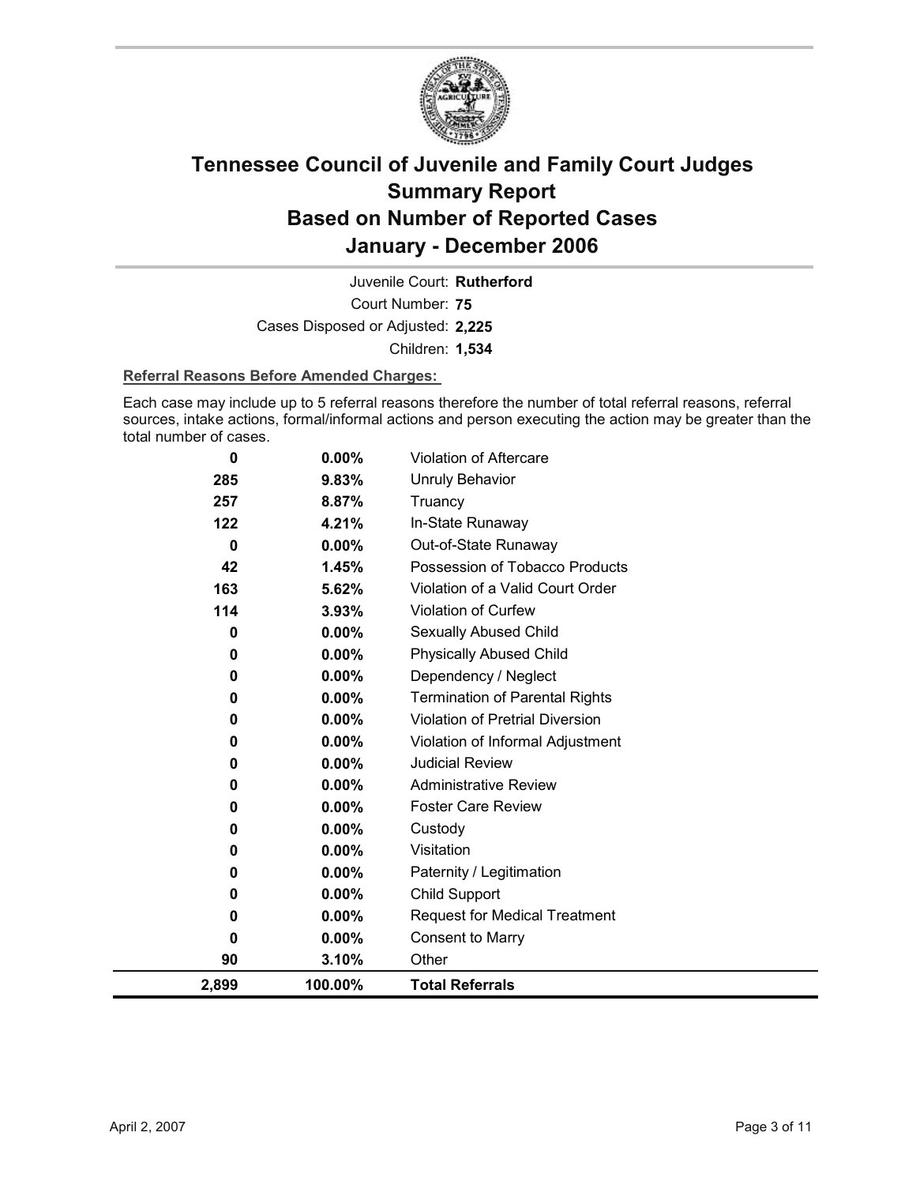# Tennessee Council of Juvenile and Family Court Judges
# Summary Report
# Based on Number of Reported Cases
# January - December 2006

Juvenile Court: **Rutherford**

Court Number: **75**

Cases Disposed or Adjusted: **2,225**

Children: **1,534**

**Referral Reasons Before Amended Charges:**

Each case may include up to 5 referral reasons therefore the number of total referral reasons, referral sources, intake actions, formal/informal actions and person executing the action may be greater than the total number of cases.

| Count | Percent | Referral Reason |
|---|---|---|
| 0 | 0.00% | Violation of Aftercare |
| 285 | 9.83% | Unruly Behavior |
| 257 | 8.87% | Truancy |
| 122 | 4.21% | In-State Runaway |
| 0 | 0.00% | Out-of-State Runaway |
| 42 | 1.45% | Possession of Tobacco Products |
| 163 | 5.62% | Violation of a Valid Court Order |
| 114 | 3.93% | Violation of Curfew |
| 0 | 0.00% | Sexually Abused Child |
| 0 | 0.00% | Physically Abused Child |
| 0 | 0.00% | Dependency / Neglect |
| 0 | 0.00% | Termination of Parental Rights |
| 0 | 0.00% | Violation of Pretrial Diversion |
| 0 | 0.00% | Violation of Informal Adjustment |
| 0 | 0.00% | Judicial Review |
| 0 | 0.00% | Administrative Review |
| 0 | 0.00% | Foster Care Review |
| 0 | 0.00% | Custody |
| 0 | 0.00% | Visitation |
| 0 | 0.00% | Paternity / Legitimation |
| 0 | 0.00% | Child Support |
| 0 | 0.00% | Request for Medical Treatment |
| 0 | 0.00% | Consent to Marry |
| 90 | 3.10% | Other |
| **2,899** | **100.00%** | **Total Referrals** |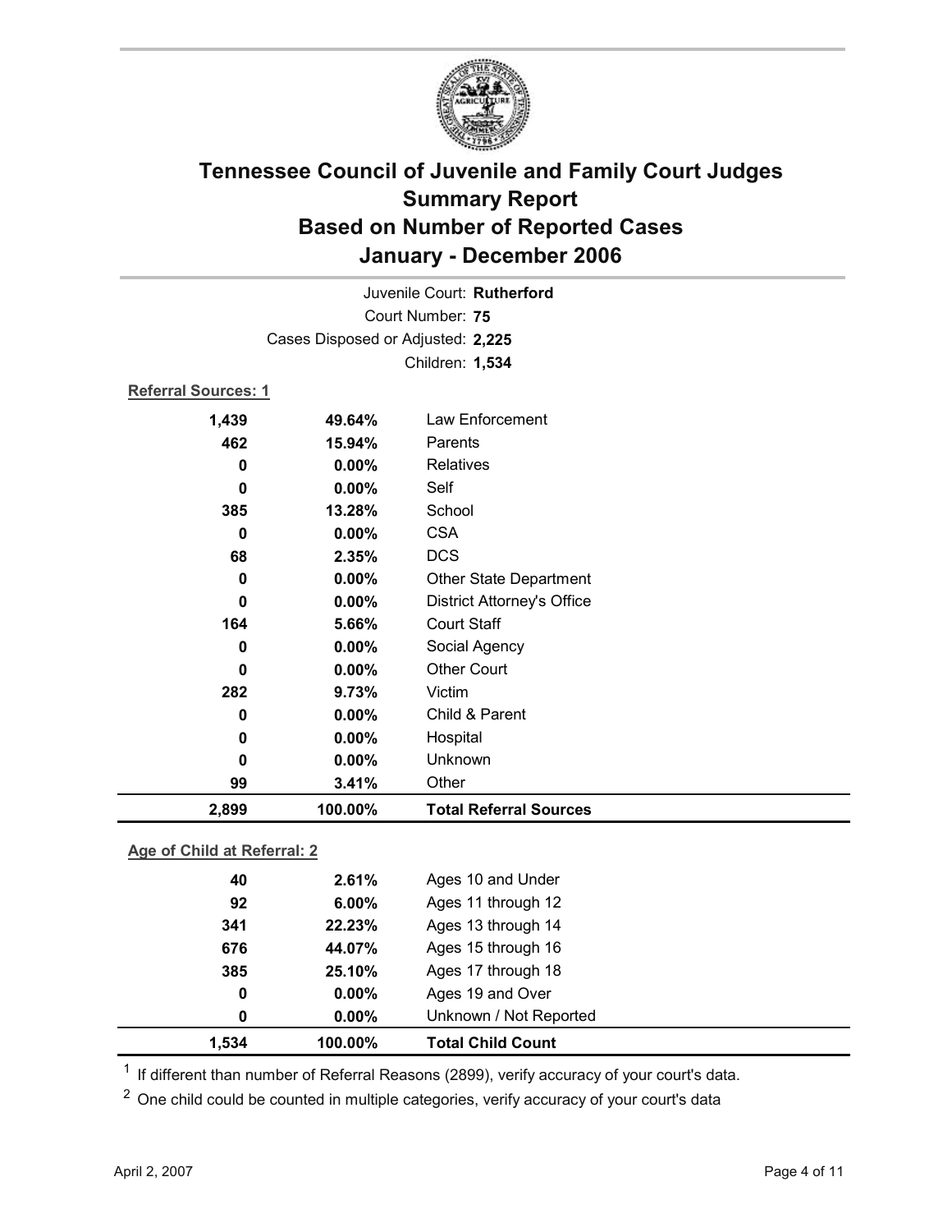# Tennessee Council of Juvenile and Family Court Judges
## Summary Report
## Based on Number of Reported Cases
## January - December 2006

Juvenile Court: **Rutherford**

Court Number: **75**

Cases Disposed or Adjusted: **2,225**

Children: **1,534**

### Referral Sources: 1

| Count | Percent | Source |
|---|---|---|
| 1,439 | 49.64% | Law Enforcement |
| 462 | 15.94% | Parents |
| 0 | 0.00% | Relatives |
| 0 | 0.00% | Self |
| 385 | 13.28% | School |
| 0 | 0.00% | CSA |
| 68 | 2.35% | DCS |
| 0 | 0.00% | Other State Department |
| 0 | 0.00% | District Attorney's Office |
| 164 | 5.66% | Court Staff |
| 0 | 0.00% | Social Agency |
| 0 | 0.00% | Other Court |
| 282 | 9.73% | Victim |
| 0 | 0.00% | Child & Parent |
| 0 | 0.00% | Hospital |
| 0 | 0.00% | Unknown |
| 99 | 3.41% | Other |
| **2,899** | **100.00%** | **Total Referral Sources** |

### Age of Child at Referral: 2

| Count | Percent | Age |
|---|---|---|
| 40 | 2.61% | Ages 10 and Under |
| 92 | 6.00% | Ages 11 through 12 |
| 341 | 22.23% | Ages 13 through 14 |
| 676 | 44.07% | Ages 15 through 16 |
| 385 | 25.10% | Ages 17 through 18 |
| 0 | 0.00% | Ages 19 and Over |
| 0 | 0.00% | Unknown / Not Reported |
| **1,534** | **100.00%** | **Total Child Count** |

[1] If different than number of Referral Reasons (2899), verify accuracy of your court's data.

[2] One child could be counted in multiple categories, verify accuracy of your court's data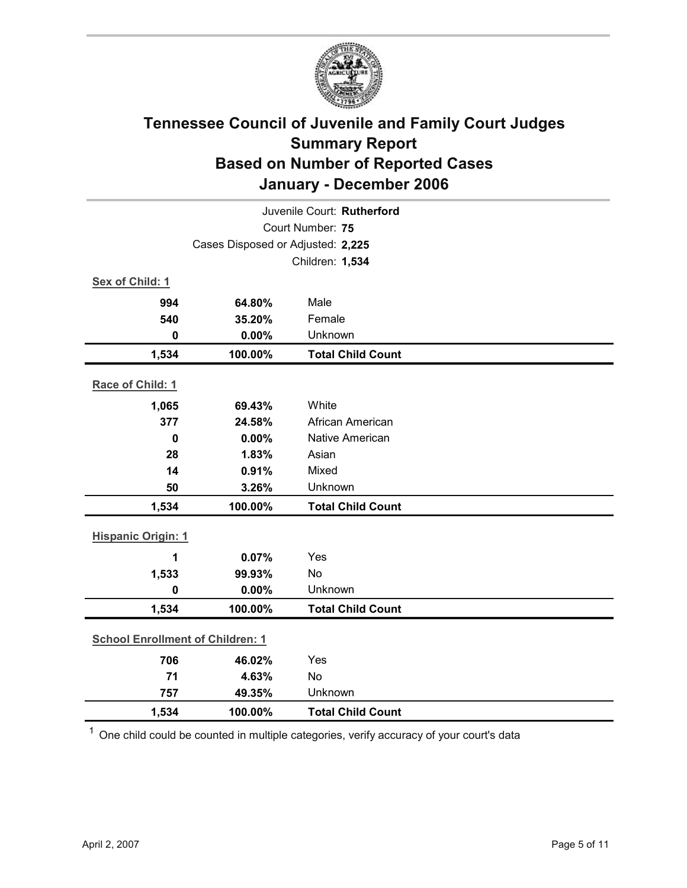# Tennessee Council of Juvenile and Family Court Judges
## Summary Report
## Based on Number of Reported Cases
## January - December 2006

Juvenile Court: **Rutherford**
Court Number: **75**
Cases Disposed or Adjusted: **2,225**
Children: **1,534**

**Sex of Child: 1**

| Count | Percent | Category |
|---|---|---|
| **994** | **64.80%** | Male |
| **540** | **35.20%** | Female |
| **0** | **0.00%** | Unknown |
| **1,534** | **100.00%** | **Total Child Count** |

**Race of Child: 1**

| Count | Percent | Category |
|---|---|---|
| **1,065** | **69.43%** | White |
| **377** | **24.58%** | African American |
| **0** | **0.00%** | Native American |
| **28** | **1.83%** | Asian |
| **14** | **0.91%** | Mixed |
| **50** | **3.26%** | Unknown |
| **1,534** | **100.00%** | **Total Child Count** |

**Hispanic Origin: 1**

| Count | Percent | Category |
|---|---|---|
| **1** | **0.07%** | Yes |
| **1,533** | **99.93%** | No |
| **0** | **0.00%** | Unknown |
| **1,534** | **100.00%** | **Total Child Count** |

**School Enrollment of Children: 1**

| Count | Percent | Category |
|---|---|---|
| **706** | **46.02%** | Yes |
| **71** | **4.63%** | No |
| **757** | **49.35%** | Unknown |
| **1,534** | **100.00%** | **Total Child Count** |

[1] One child could be counted in multiple categories, verify accuracy of your court's data

April 2, 2007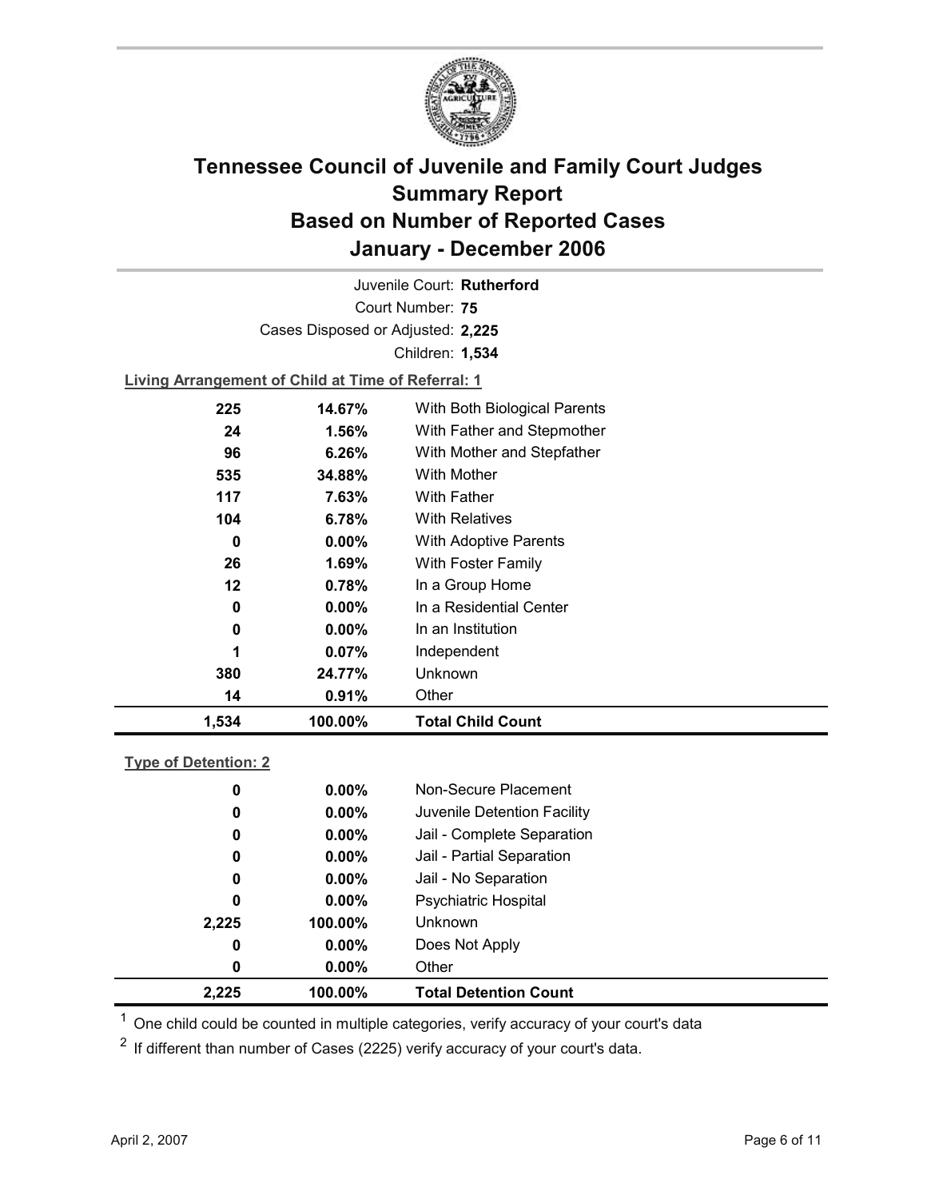# Tennessee Council of Juvenile and Family Court Judges
# Summary Report
# Based on Number of Reported Cases
# January - December 2006

Juvenile Court: **Rutherford**

Court Number: **75**

Cases Disposed or Adjusted: **2,225**

Children: **1,534**

**Living Arrangement of Child at Time of Referral: 1**

| Count | Percent | Category |
|---|---|---|
| 225 | 14.67% | With Both Biological Parents |
| 24 | 1.56% | With Father and Stepmother |
| 96 | 6.26% | With Mother and Stepfather |
| 535 | 34.88% | With Mother |
| 117 | 7.63% | With Father |
| 104 | 6.78% | With Relatives |
| 0 | 0.00% | With Adoptive Parents |
| 26 | 1.69% | With Foster Family |
| 12 | 0.78% | In a Group Home |
| 0 | 0.00% | In a Residential Center |
| 0 | 0.00% | In an Institution |
| 1 | 0.07% | Independent |
| 380 | 24.77% | Unknown |
| 14 | 0.91% | Other |
| **1,534** | **100.00%** | **Total Child Count** |

**Type of Detention: 2**

| Count | Percent | Category |
|---|---|---|
| 0 | 0.00% | Non-Secure Placement |
| 0 | 0.00% | Juvenile Detention Facility |
| 0 | 0.00% | Jail - Complete Separation |
| 0 | 0.00% | Jail - Partial Separation |
| 0 | 0.00% | Jail - No Separation |
| 0 | 0.00% | Psychiatric Hospital |
| 2,225 | 100.00% | Unknown |
| 0 | 0.00% | Does Not Apply |
| 0 | 0.00% | Other |
| **2,225** | **100.00%** | **Total Detention Count** |

[1] One child could be counted in multiple categories, verify accuracy of your court's data

[2] If different than number of Cases (2225) verify accuracy of your court's data.

April 2, 2007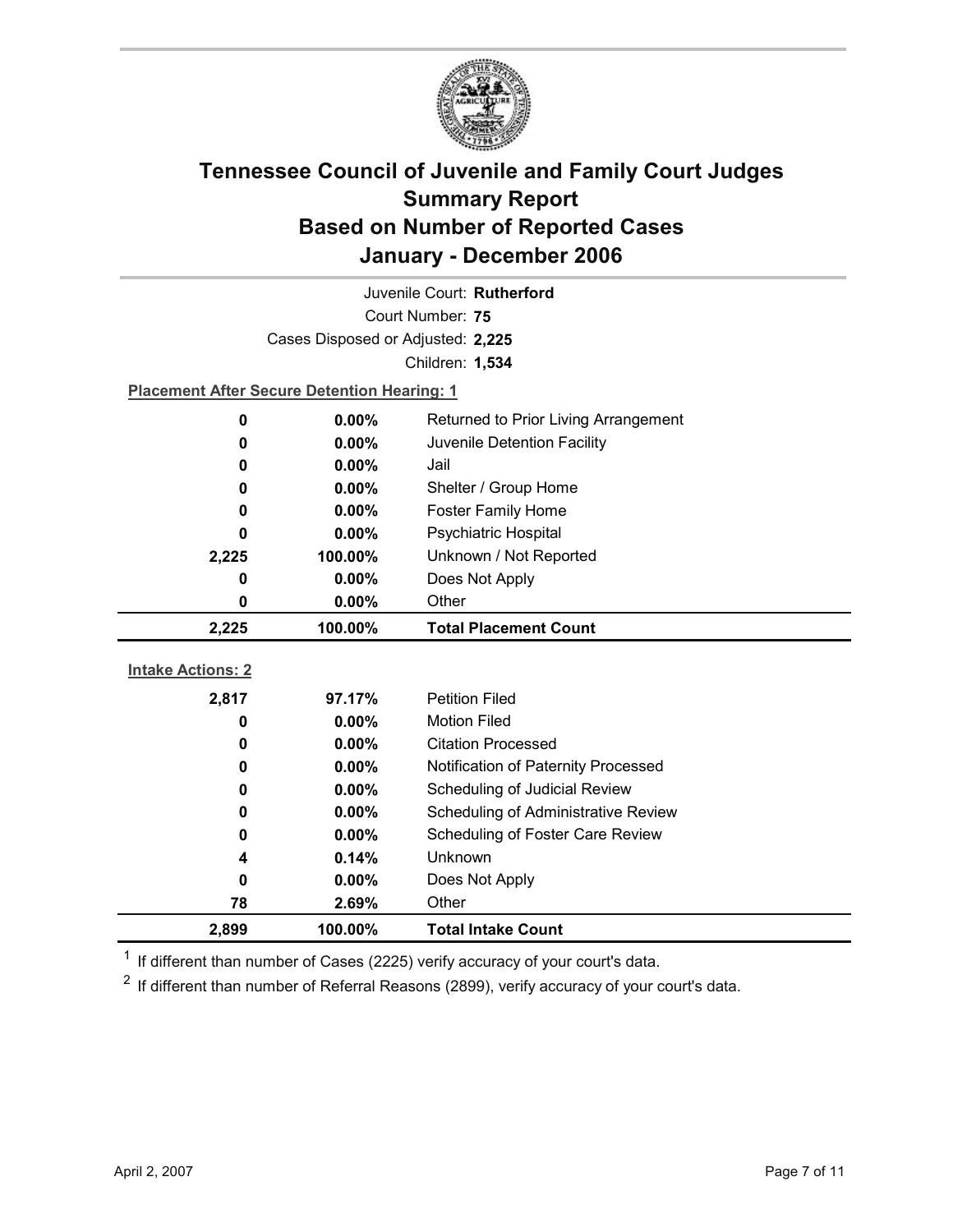# Tennessee Council of Juvenile and Family Court Judges
## Summary Report
## Based on Number of Reported Cases
## January - December 2006

Juvenile Court: **Rutherford**

Court Number: **75**

Cases Disposed or Adjusted: **2,225**

Children: **1,534**

**Placement After Secure Detention Hearing: 1**

| | | |
|---|---|---|
| **0** | **0.00%** | Returned to Prior Living Arrangement |
| **0** | **0.00%** | Juvenile Detention Facility |
| **0** | **0.00%** | Jail |
| **0** | **0.00%** | Shelter / Group Home |
| **0** | **0.00%** | Foster Family Home |
| **0** | **0.00%** | Psychiatric Hospital |
| **2,225** | **100.00%** | Unknown / Not Reported |
| **0** | **0.00%** | Does Not Apply |
| **0** | **0.00%** | Other |
| **2,225** | **100.00%** | **Total Placement Count** |

**Intake Actions: 2**

| | | |
|---|---|---|
| **2,817** | **97.17%** | Petition Filed |
| **0** | **0.00%** | Motion Filed |
| **0** | **0.00%** | Citation Processed |
| **0** | **0.00%** | Notification of Paternity Processed |
| **0** | **0.00%** | Scheduling of Judicial Review |
| **0** | **0.00%** | Scheduling of Administrative Review |
| **0** | **0.00%** | Scheduling of Foster Care Review |
| **4** | **0.14%** | Unknown |
| **0** | **0.00%** | Does Not Apply |
| **78** | **2.69%** | Other |
| **2,899** | **100.00%** | **Total Intake Count** |

[1] If different than number of Cases (2225) verify accuracy of your court's data.

[2] If different than number of Referral Reasons (2899), verify accuracy of your court's data.

April 2, 2007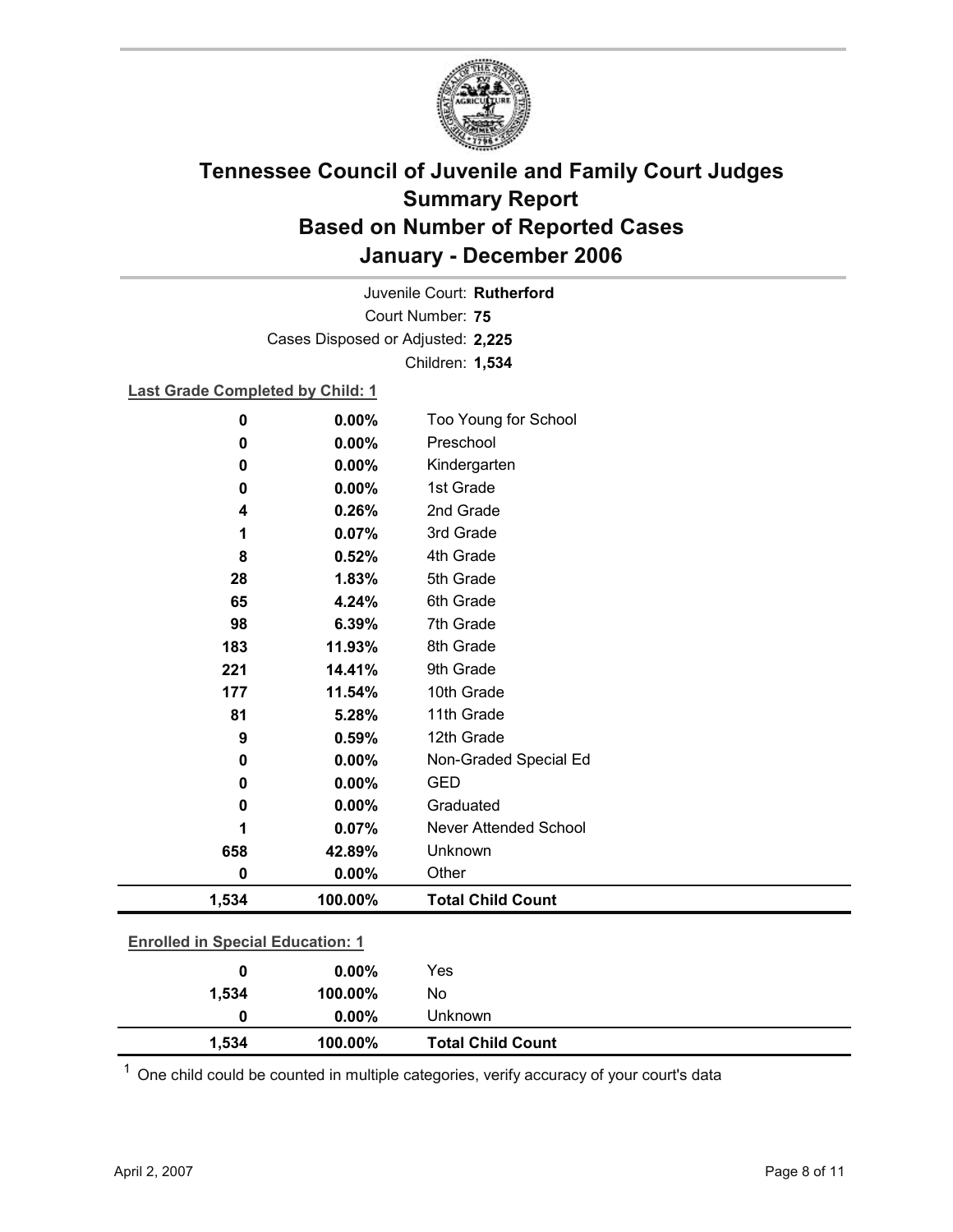# Tennessee Council of Juvenile and Family Court Judges
## Summary Report
## Based on Number of Reported Cases
## January - December 2006

Juvenile Court: **Rutherford**
Court Number: **75**
Cases Disposed or Adjusted: **2,225**
Children: **1,534**

**Last Grade Completed by Child: 1**

| Count | Percent | Category |
|---|---|---|
| 0 | 0.00% | Too Young for School |
| 0 | 0.00% | Preschool |
| 0 | 0.00% | Kindergarten |
| 0 | 0.00% | 1st Grade |
| 4 | 0.26% | 2nd Grade |
| 1 | 0.07% | 3rd Grade |
| 8 | 0.52% | 4th Grade |
| 28 | 1.83% | 5th Grade |
| 65 | 4.24% | 6th Grade |
| 98 | 6.39% | 7th Grade |
| 183 | 11.93% | 8th Grade |
| 221 | 14.41% | 9th Grade |
| 177 | 11.54% | 10th Grade |
| 81 | 5.28% | 11th Grade |
| 9 | 0.59% | 12th Grade |
| 0 | 0.00% | Non-Graded Special Ed |
| 0 | 0.00% | GED |
| 0 | 0.00% | Graduated |
| 1 | 0.07% | Never Attended School |
| 658 | 42.89% | Unknown |
| 0 | 0.00% | Other |
| **1,534** | **100.00%** | **Total Child Count** |

**Enrolled in Special Education: 1**

| Count | Percent | Category |
|---|---|---|
| 0 | 0.00% | Yes |
| 1,534 | 100.00% | No |
| 0 | 0.00% | Unknown |
| **1,534** | **100.00%** | **Total Child Count** |

[1] One child could be counted in multiple categories, verify accuracy of your court's data

April 2, 2007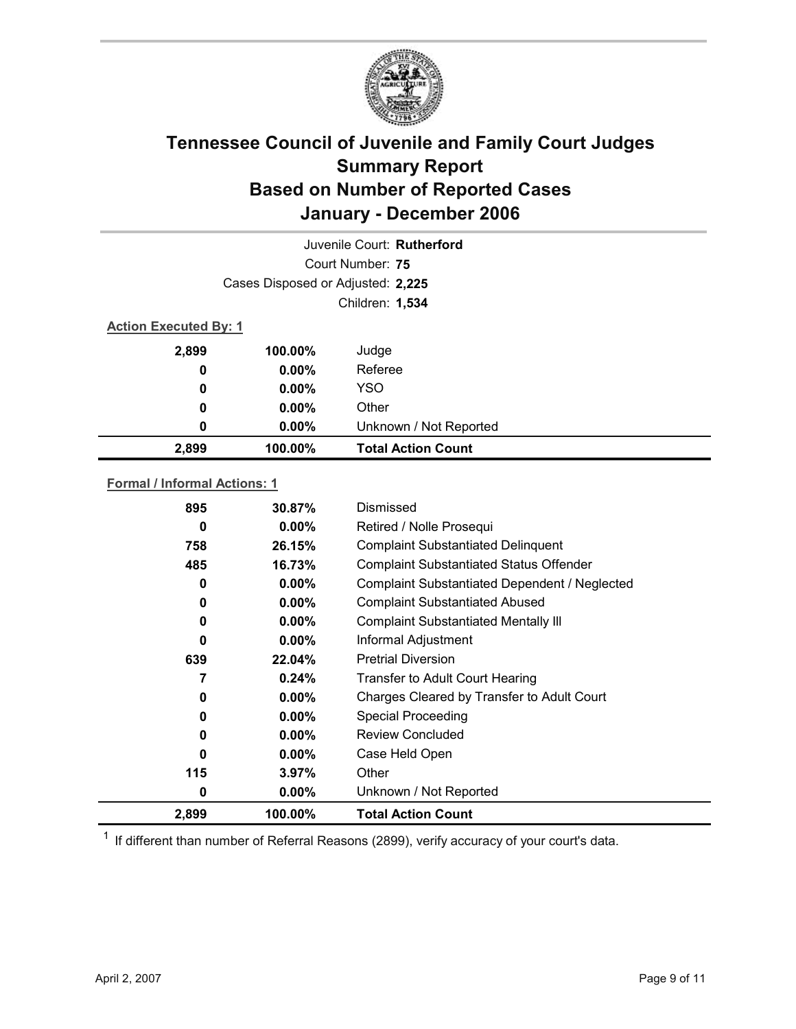# Tennessee Council of Juvenile and Family Court Judges
## Summary Report
## Based on Number of Reported Cases
## January - December 2006

Juvenile Court: **Rutherford**

Court Number: **75**

Cases Disposed or Adjusted: **2,225**

Children: **1,534**

**Action Executed By: 1**

| | | |
|---|---|---|
| 2,899 | 100.00% | Judge |
| 0 | 0.00% | Referee |
| 0 | 0.00% | YSO |
| 0 | 0.00% | Other |
| 0 | 0.00% | Unknown / Not Reported |
| **2,899** | **100.00%** | **Total Action Count** |

**Formal / Informal Actions: 1**

| | | |
|---|---|---|
| 895 | 30.87% | Dismissed |
| 0 | 0.00% | Retired / Nolle Prosequi |
| 758 | 26.15% | Complaint Substantiated Delinquent |
| 485 | 16.73% | Complaint Substantiated Status Offender |
| 0 | 0.00% | Complaint Substantiated Dependent / Neglected |
| 0 | 0.00% | Complaint Substantiated Abused |
| 0 | 0.00% | Complaint Substantiated Mentally Ill |
| 0 | 0.00% | Informal Adjustment |
| 639 | 22.04% | Pretrial Diversion |
| 7 | 0.24% | Transfer to Adult Court Hearing |
| 0 | 0.00% | Charges Cleared by Transfer to Adult Court |
| 0 | 0.00% | Special Proceeding |
| 0 | 0.00% | Review Concluded |
| 0 | 0.00% | Case Held Open |
| 115 | 3.97% | Other |
| 0 | 0.00% | Unknown / Not Reported |
| **2,899** | **100.00%** | **Total Action Count** |

[1] If different than number of Referral Reasons (2899), verify accuracy of your court's data.

April 2, 2007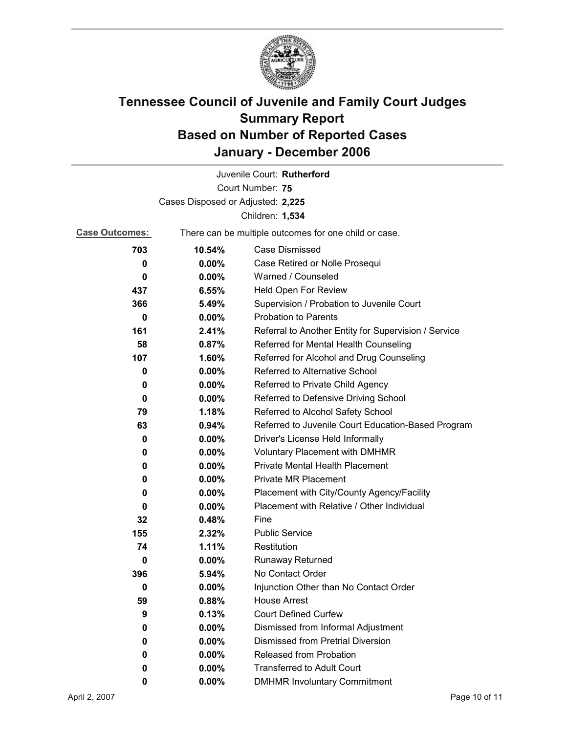# Tennessee Council of Juvenile and Family Court Judges
# Summary Report
# Based on Number of Reported Cases
# January - December 2006

Juvenile Court: **Rutherford**

Court Number: **75**

Cases Disposed or Adjusted: **2,225**

Children: **1,534**

**Case Outcomes:** There can be multiple outcomes for one child or case.

| | | |
|---|---|---|
| 703 | 10.54% | Case Dismissed |
| 0 | 0.00% | Case Retired or Nolle Prosequi |
| 0 | 0.00% | Warned / Counseled |
| 437 | 6.55% | Held Open For Review |
| 366 | 5.49% | Supervision / Probation to Juvenile Court |
| 0 | 0.00% | Probation to Parents |
| 161 | 2.41% | Referral to Another Entity for Supervision / Service |
| 58 | 0.87% | Referred for Mental Health Counseling |
| 107 | 1.60% | Referred for Alcohol and Drug Counseling |
| 0 | 0.00% | Referred to Alternative School |
| 0 | 0.00% | Referred to Private Child Agency |
| 0 | 0.00% | Referred to Defensive Driving School |
| 79 | 1.18% | Referred to Alcohol Safety School |
| 63 | 0.94% | Referred to Juvenile Court Education-Based Program |
| 0 | 0.00% | Driver's License Held Informally |
| 0 | 0.00% | Voluntary Placement with DMHMR |
| 0 | 0.00% | Private Mental Health Placement |
| 0 | 0.00% | Private MR Placement |
| 0 | 0.00% | Placement with City/County Agency/Facility |
| 0 | 0.00% | Placement with Relative / Other Individual |
| 32 | 0.48% | Fine |
| 155 | 2.32% | Public Service |
| 74 | 1.11% | Restitution |
| 0 | 0.00% | Runaway Returned |
| 396 | 5.94% | No Contact Order |
| 0 | 0.00% | Injunction Other than No Contact Order |
| 59 | 0.88% | House Arrest |
| 9 | 0.13% | Court Defined Curfew |
| 0 | 0.00% | Dismissed from Informal Adjustment |
| 0 | 0.00% | Dismissed from Pretrial Diversion |
| 0 | 0.00% | Released from Probation |
| 0 | 0.00% | Transferred to Adult Court |
| 0 | 0.00% | DMHMR Involuntary Commitment |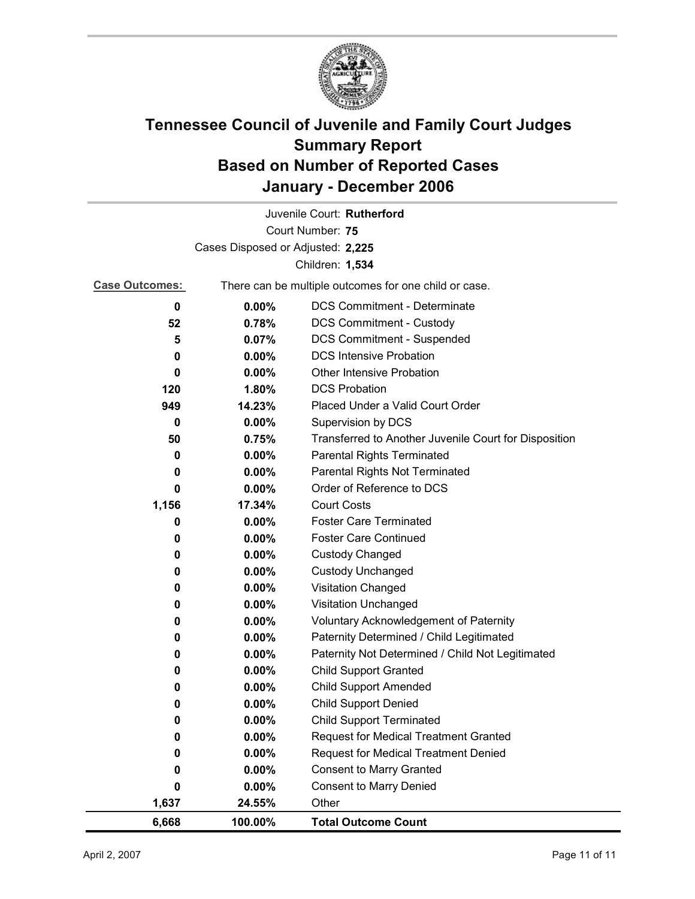# Tennessee Council of Juvenile and Family Court Judges Summary Report Based on Number of Reported Cases January - December 2006

Juvenile Court: **Rutherford**
Court Number: **75**
Cases Disposed or Adjusted: **2,225**
Children: **1,534**

**Case Outcomes:** There can be multiple outcomes for one child or case.

| | | |
|---|---|---|
| 0 | 0.00% | DCS Commitment - Determinate |
| 52 | 0.78% | DCS Commitment - Custody |
| 5 | 0.07% | DCS Commitment - Suspended |
| 0 | 0.00% | DCS Intensive Probation |
| 0 | 0.00% | Other Intensive Probation |
| 120 | 1.80% | DCS Probation |
| 949 | 14.23% | Placed Under a Valid Court Order |
| 0 | 0.00% | Supervision by DCS |
| 50 | 0.75% | Transferred to Another Juvenile Court for Disposition |
| 0 | 0.00% | Parental Rights Terminated |
| 0 | 0.00% | Parental Rights Not Terminated |
| 0 | 0.00% | Order of Reference to DCS |
| 1,156 | 17.34% | Court Costs |
| 0 | 0.00% | Foster Care Terminated |
| 0 | 0.00% | Foster Care Continued |
| 0 | 0.00% | Custody Changed |
| 0 | 0.00% | Custody Unchanged |
| 0 | 0.00% | Visitation Changed |
| 0 | 0.00% | Visitation Unchanged |
| 0 | 0.00% | Voluntary Acknowledgement of Paternity |
| 0 | 0.00% | Paternity Determined / Child Legitimated |
| 0 | 0.00% | Paternity Not Determined / Child Not Legitimated |
| 0 | 0.00% | Child Support Granted |
| 0 | 0.00% | Child Support Amended |
| 0 | 0.00% | Child Support Denied |
| 0 | 0.00% | Child Support Terminated |
| 0 | 0.00% | Request for Medical Treatment Granted |
| 0 | 0.00% | Request for Medical Treatment Denied |
| 0 | 0.00% | Consent to Marry Granted |
| 0 | 0.00% | Consent to Marry Denied |
| 1,637 | 24.55% | Other |
| **6,668** | **100.00%** | **Total Outcome Count** |

April 2, 2007